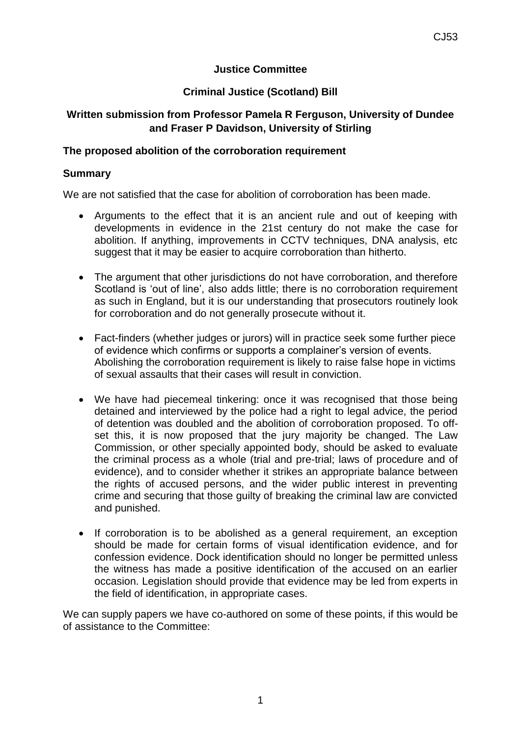**Justice Committee**

**Criminal Justice (Scotland) Bill**

**Written submission from Professor Pamela R Ferguson, University of Dundee and Fraser P Davidson, University of Stirling**

**The proposed abolition of the corroboration requirement**

**Summary**

We are not satisfied that the case for abolition of corroboration has been made.

- Arguments to the effect that it is an ancient rule and out of keeping with developments in evidence in the 21st century do not make the case for abolition. If anything, improvements in CCTV techniques, DNA analysis, etc suggest that it may be easier to acquire corroboration than hitherto.

- The argument that other jurisdictions do not have corroboration, and therefore Scotland is 'out of line', also adds little; there is no corroboration requirement as such in England, but it is our understanding that prosecutors routinely look for corroboration and do not generally prosecute without it.

- Fact-finders (whether judges or jurors) will in practice seek some further piece of evidence which confirms or supports a complainer's version of events. Abolishing the corroboration requirement is likely to raise false hope in victims of sexual assaults that their cases will result in conviction.

- We have had piecemeal tinkering: once it was recognised that those being detained and interviewed by the police had a right to legal advice, the period of detention was doubled and the abolition of corroboration proposed. To off-set this, it is now proposed that the jury majority be changed. The Law Commission, or other specially appointed body, should be asked to evaluate the criminal process as a whole (trial and pre-trial; laws of procedure and of evidence), and to consider whether it strikes an appropriate balance between the rights of accused persons, and the wider public interest in preventing crime and securing that those guilty of breaking the criminal law are convicted and punished.

- If corroboration is to be abolished as a general requirement, an exception should be made for certain forms of visual identification evidence, and for confession evidence. Dock identification should no longer be permitted unless the witness has made a positive identification of the accused on an earlier occasion. Legislation should provide that evidence may be led from experts in the field of identification, in appropriate cases.

We can supply papers we have co-authored on some of these points, if this would be of assistance to the Committee: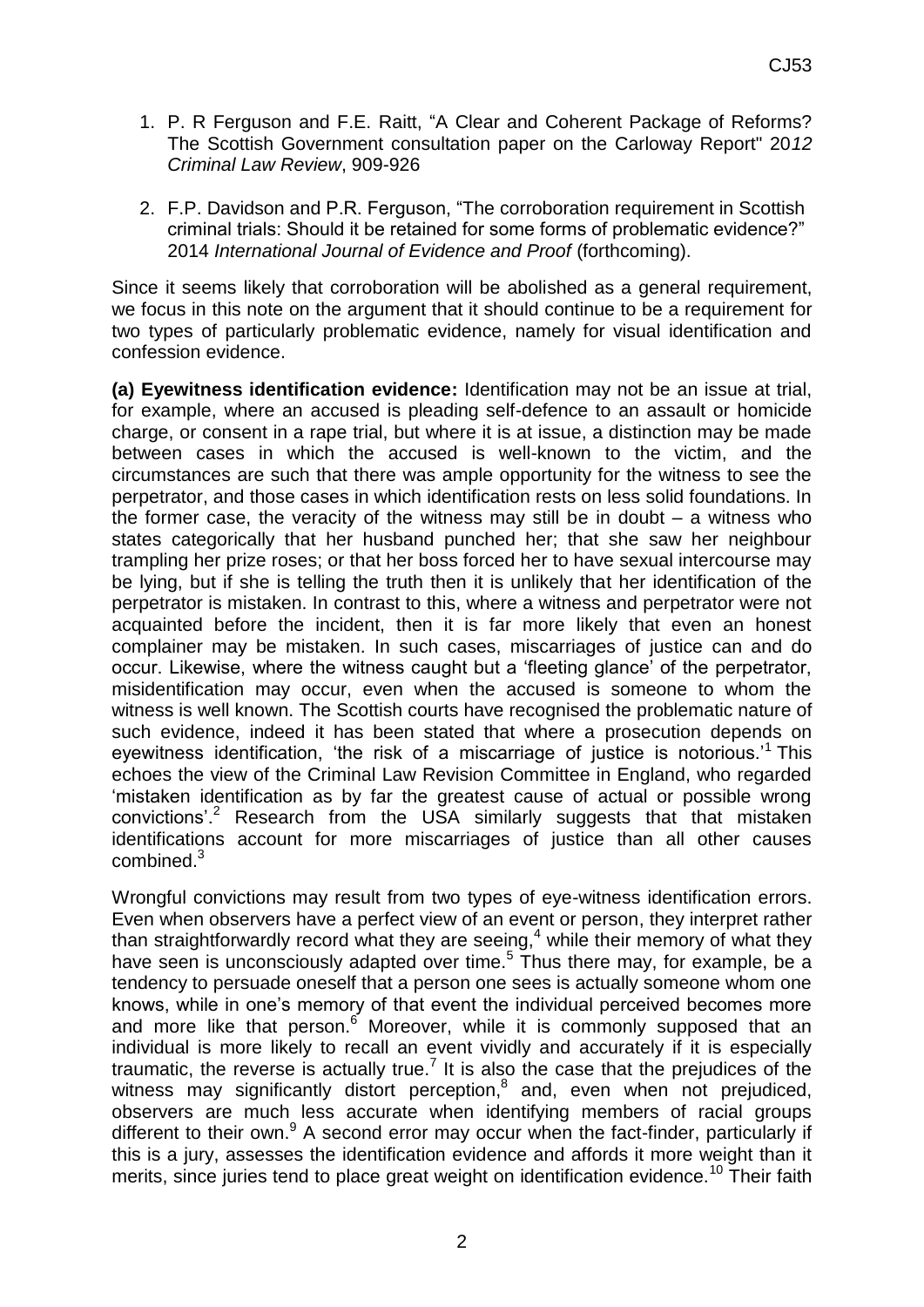1. P. R Ferguson and F.E. Raitt, "A Clear and Coherent Package of Reforms? The Scottish Government consultation paper on the Carloway Report" 20*12 Criminal Law Review*, 909-926

2. F.P. Davidson and P.R. Ferguson, "The corroboration requirement in Scottish criminal trials: Should it be retained for some forms of problematic evidence?" 2014 *International Journal of Evidence and Proof* (forthcoming).

Since it seems likely that corroboration will be abolished as a general requirement, we focus in this note on the argument that it should continue to be a requirement for two types of particularly problematic evidence, namely for visual identification and confession evidence.

**(a) Eyewitness identification evidence:** Identification may not be an issue at trial, for example, where an accused is pleading self-defence to an assault or homicide charge, or consent in a rape trial, but where it is at issue, a distinction may be made between cases in which the accused is well-known to the victim, and the circumstances are such that there was ample opportunity for the witness to see the perpetrator, and those cases in which identification rests on less solid foundations. In the former case, the veracity of the witness may still be in doubt – a witness who states categorically that her husband punched her; that she saw her neighbour trampling her prize roses; or that her boss forced her to have sexual intercourse may be lying, but if she is telling the truth then it is unlikely that her identification of the perpetrator is mistaken. In contrast to this, where a witness and perpetrator were not acquainted before the incident, then it is far more likely that even an honest complainer may be mistaken. In such cases, miscarriages of justice can and do occur. Likewise, where the witness caught but a 'fleeting glance' of the perpetrator, misidentification may occur, even when the accused is someone to whom the witness is well known. The Scottish courts have recognised the problematic nature of such evidence, indeed it has been stated that where a prosecution depends on eyewitness identification, 'the risk of a miscarriage of justice is notorious.'[1] This echoes the view of the Criminal Law Revision Committee in England, who regarded 'mistaken identification as by far the greatest cause of actual or possible wrong convictions'.[2] Research from the USA similarly suggests that that mistaken identifications account for more miscarriages of justice than all other causes combined.[3]

Wrongful convictions may result from two types of eye-witness identification errors. Even when observers have a perfect view of an event or person, they interpret rather than straightforwardly record what they are seeing,[4] while their memory of what they have seen is unconsciously adapted over time.[5] Thus there may, for example, be a tendency to persuade oneself that a person one sees is actually someone whom one knows, while in one's memory of that event the individual perceived becomes more and more like that person.[6] Moreover, while it is commonly supposed that an individual is more likely to recall an event vividly and accurately if it is especially traumatic, the reverse is actually true.[7] It is also the case that the prejudices of the witness may significantly distort perception,[8] and, even when not prejudiced, observers are much less accurate when identifying members of racial groups different to their own.[9] A second error may occur when the fact-finder, particularly if this is a jury, assesses the identification evidence and affords it more weight than it merits, since juries tend to place great weight on identification evidence.[10] Their faith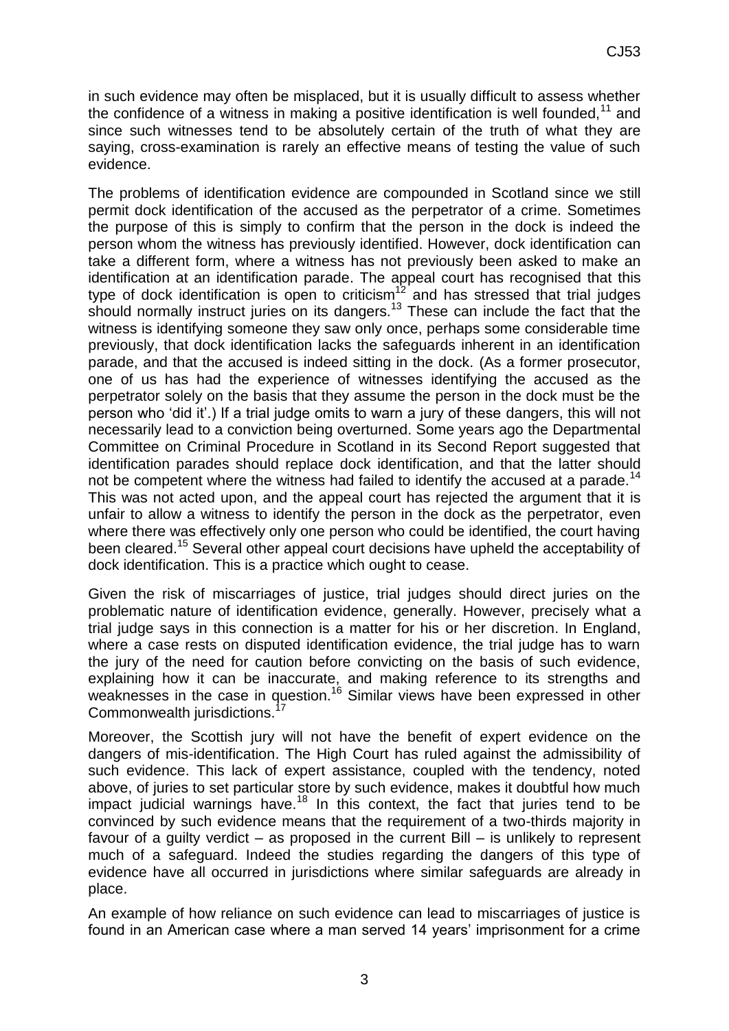in such evidence may often be misplaced, but it is usually difficult to assess whether the confidence of a witness in making a positive identification is well founded,[11] and since such witnesses tend to be absolutely certain of the truth of what they are saying, cross-examination is rarely an effective means of testing the value of such evidence.

The problems of identification evidence are compounded in Scotland since we still permit dock identification of the accused as the perpetrator of a crime. Sometimes the purpose of this is simply to confirm that the person in the dock is indeed the person whom the witness has previously identified. However, dock identification can take a different form, where a witness has not previously been asked to make an identification at an identification parade. The appeal court has recognised that this type of dock identification is open to criticism[12] and has stressed that trial judges should normally instruct juries on its dangers.[13] These can include the fact that the witness is identifying someone they saw only once, perhaps some considerable time previously, that dock identification lacks the safeguards inherent in an identification parade, and that the accused is indeed sitting in the dock. (As a former prosecutor, one of us has had the experience of witnesses identifying the accused as the perpetrator solely on the basis that they assume the person in the dock must be the person who 'did it'.) If a trial judge omits to warn a jury of these dangers, this will not necessarily lead to a conviction being overturned. Some years ago the Departmental Committee on Criminal Procedure in Scotland in its Second Report suggested that identification parades should replace dock identification, and that the latter should not be competent where the witness had failed to identify the accused at a parade.[14] This was not acted upon, and the appeal court has rejected the argument that it is unfair to allow a witness to identify the person in the dock as the perpetrator, even where there was effectively only one person who could be identified, the court having been cleared.[15] Several other appeal court decisions have upheld the acceptability of dock identification. This is a practice which ought to cease.

Given the risk of miscarriages of justice, trial judges should direct juries on the problematic nature of identification evidence, generally. However, precisely what a trial judge says in this connection is a matter for his or her discretion. In England, where a case rests on disputed identification evidence, the trial judge has to warn the jury of the need for caution before convicting on the basis of such evidence, explaining how it can be inaccurate, and making reference to its strengths and weaknesses in the case in question.[16] Similar views have been expressed in other Commonwealth jurisdictions.[17]

Moreover, the Scottish jury will not have the benefit of expert evidence on the dangers of mis-identification. The High Court has ruled against the admissibility of such evidence. This lack of expert assistance, coupled with the tendency, noted above, of juries to set particular store by such evidence, makes it doubtful how much impact judicial warnings have.[18] In this context, the fact that juries tend to be convinced by such evidence means that the requirement of a two-thirds majority in favour of a guilty verdict – as proposed in the current Bill – is unlikely to represent much of a safeguard. Indeed the studies regarding the dangers of this type of evidence have all occurred in jurisdictions where similar safeguards are already in place.

An example of how reliance on such evidence can lead to miscarriages of justice is found in an American case where a man served 14 years' imprisonment for a crime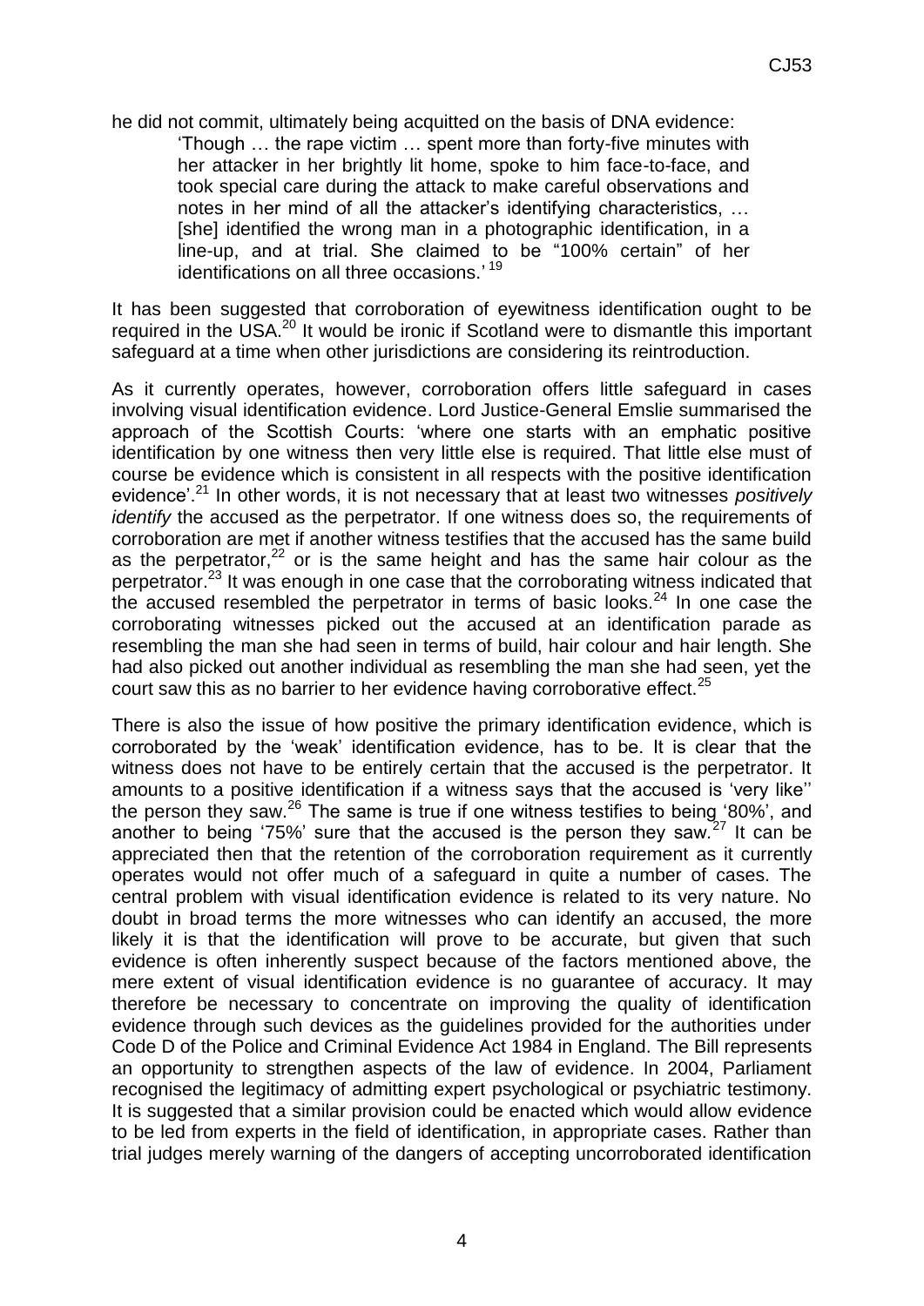he did not commit, ultimately being acquitted on the basis of DNA evidence:

> 'Though … the rape victim … spent more than forty-five minutes with her attacker in her brightly lit home, spoke to him face-to-face, and took special care during the attack to make careful observations and notes in her mind of all the attacker's identifying characteristics, … [she] identified the wrong man in a photographic identification, in a line-up, and at trial. She claimed to be "100% certain" of her identifications on all three occasions.' [19]

It has been suggested that corroboration of eyewitness identification ought to be required in the USA.[20] It would be ironic if Scotland were to dismantle this important safeguard at a time when other jurisdictions are considering its reintroduction.

As it currently operates, however, corroboration offers little safeguard in cases involving visual identification evidence. Lord Justice-General Emslie summarised the approach of the Scottish Courts: 'where one starts with an emphatic positive identification by one witness then very little else is required. That little else must of course be evidence which is consistent in all respects with the positive identification evidence'.[21] In other words, it is not necessary that at least two witnesses *positively identify* the accused as the perpetrator. If one witness does so, the requirements of corroboration are met if another witness testifies that the accused has the same build as the perpetrator,[22] or is the same height and has the same hair colour as the perpetrator.[23] It was enough in one case that the corroborating witness indicated that the accused resembled the perpetrator in terms of basic looks.[24] In one case the corroborating witnesses picked out the accused at an identification parade as resembling the man she had seen in terms of build, hair colour and hair length. She had also picked out another individual as resembling the man she had seen, yet the court saw this as no barrier to her evidence having corroborative effect.[25]

There is also the issue of how positive the primary identification evidence, which is corroborated by the 'weak' identification evidence, has to be. It is clear that the witness does not have to be entirely certain that the accused is the perpetrator. It amounts to a positive identification if a witness says that the accused is 'very like'' the person they saw.[26] The same is true if one witness testifies to being '80%', and another to being '75%' sure that the accused is the person they saw.[27] It can be appreciated then that the retention of the corroboration requirement as it currently operates would not offer much of a safeguard in quite a number of cases. The central problem with visual identification evidence is related to its very nature. No doubt in broad terms the more witnesses who can identify an accused, the more likely it is that the identification will prove to be accurate, but given that such evidence is often inherently suspect because of the factors mentioned above, the mere extent of visual identification evidence is no guarantee of accuracy. It may therefore be necessary to concentrate on improving the quality of identification evidence through such devices as the guidelines provided for the authorities under Code D of the Police and Criminal Evidence Act 1984 in England. The Bill represents an opportunity to strengthen aspects of the law of evidence. In 2004, Parliament recognised the legitimacy of admitting expert psychological or psychiatric testimony. It is suggested that a similar provision could be enacted which would allow evidence to be led from experts in the field of identification, in appropriate cases. Rather than trial judges merely warning of the dangers of accepting uncorroborated identification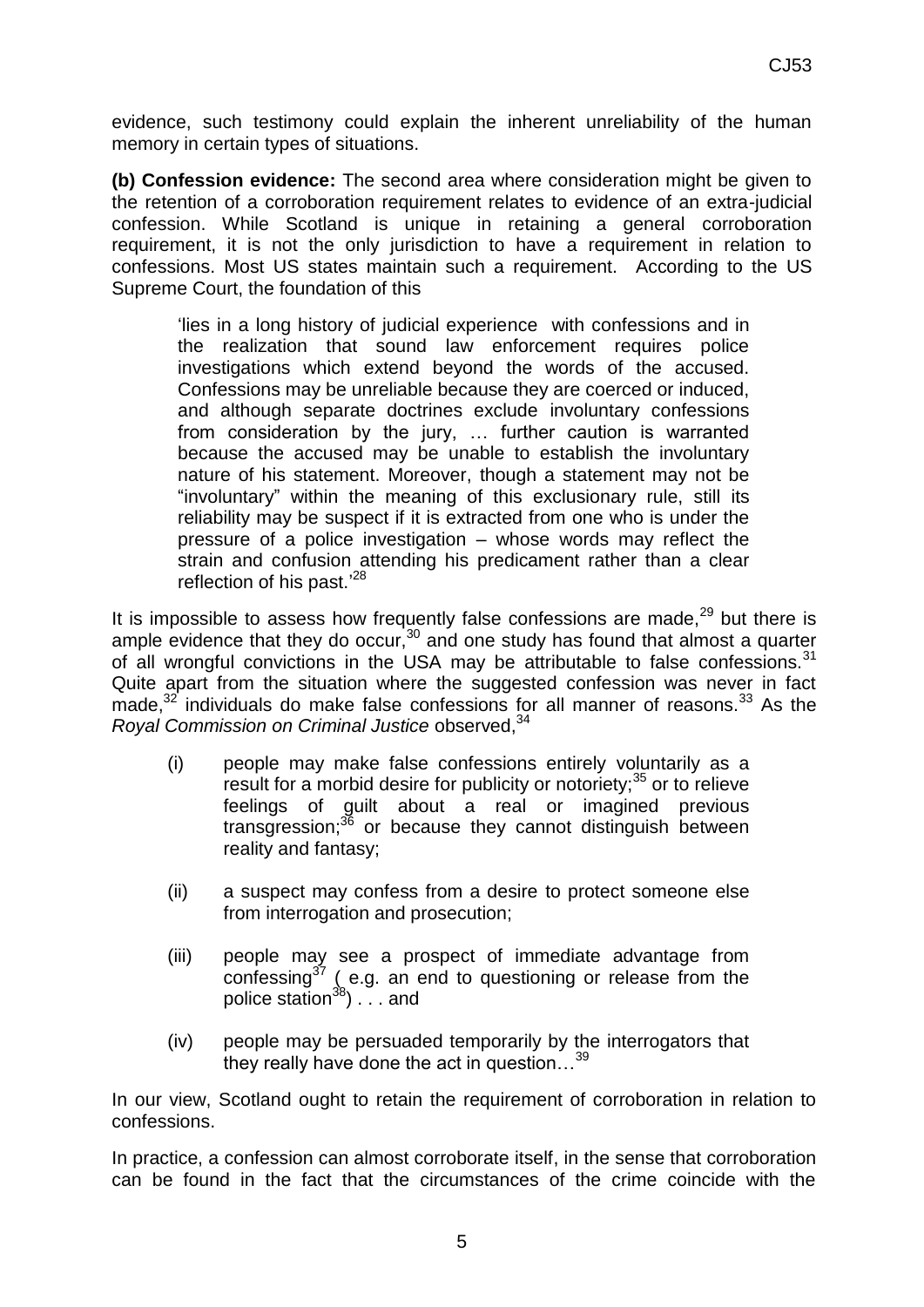evidence, such testimony could explain the inherent unreliability of the human memory in certain types of situations.

**(b) Confession evidence:** The second area where consideration might be given to the retention of a corroboration requirement relates to evidence of an extra-judicial confession. While Scotland is unique in retaining a general corroboration requirement, it is not the only jurisdiction to have a requirement in relation to confessions. Most US states maintain such a requirement. According to the US Supreme Court, the foundation of this

> 'lies in a long history of judicial experience with confessions and in the realization that sound law enforcement requires police investigations which extend beyond the words of the accused. Confessions may be unreliable because they are coerced or induced, and although separate doctrines exclude involuntary confessions from consideration by the jury, … further caution is warranted because the accused may be unable to establish the involuntary nature of his statement. Moreover, though a statement may not be "involuntary" within the meaning of this exclusionary rule, still its reliability may be suspect if it is extracted from one who is under the pressure of a police investigation – whose words may reflect the strain and confusion attending his predicament rather than a clear reflection of his past.'[28]

It is impossible to assess how frequently false confessions are made,[29] but there is ample evidence that they do occur,[30] and one study has found that almost a quarter of all wrongful convictions in the USA may be attributable to false confessions.[31] Quite apart from the situation where the suggested confession was never in fact made,[32] individuals do make false confessions for all manner of reasons.[33] As the *Royal Commission on Criminal Justice* observed,[34]

> (i) people may make false confessions entirely voluntarily as a result for a morbid desire for publicity or notoriety;[35] or to relieve feelings of guilt about a real or imagined previous transgression;[36] or because they cannot distinguish between reality and fantasy;
>
> (ii) a suspect may confess from a desire to protect someone else from interrogation and prosecution;
>
> (iii) people may see a prospect of immediate advantage from confessing[37] ( e.g. an end to questioning or release from the police station[38]) . . . and
>
> (iv) people may be persuaded temporarily by the interrogators that they really have done the act in question…[39]

In our view, Scotland ought to retain the requirement of corroboration in relation to confessions.

In practice, a confession can almost corroborate itself, in the sense that corroboration can be found in the fact that the circumstances of the crime coincide with the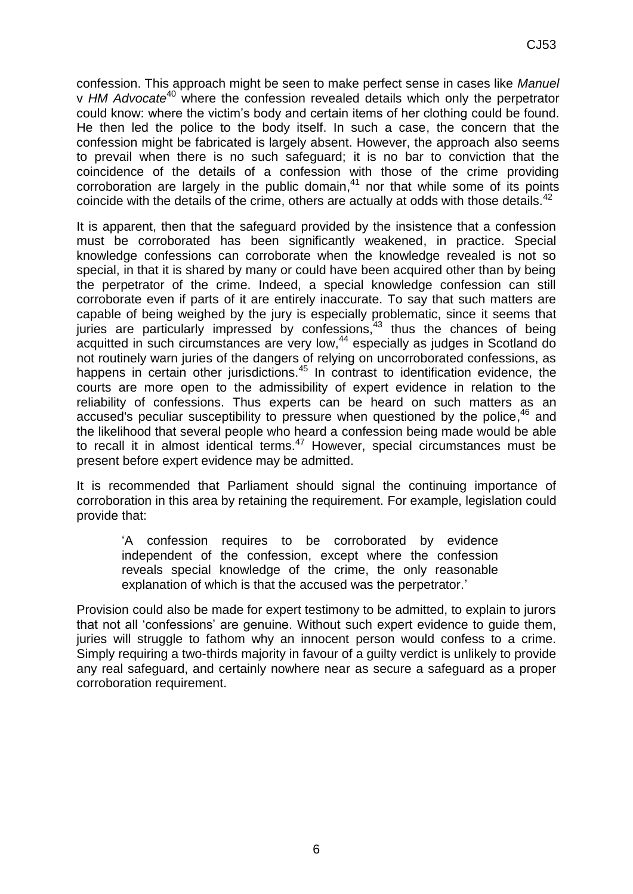confession. This approach might be seen to make perfect sense in cases like *Manuel* v *HM Advocate*[40] where the confession revealed details which only the perpetrator could know: where the victim's body and certain items of her clothing could be found. He then led the police to the body itself. In such a case, the concern that the confession might be fabricated is largely absent. However, the approach also seems to prevail when there is no such safeguard; it is no bar to conviction that the coincidence of the details of a confession with those of the crime providing corroboration are largely in the public domain,[41] nor that while some of its points coincide with the details of the crime, others are actually at odds with those details.[42]

It is apparent, then that the safeguard provided by the insistence that a confession must be corroborated has been significantly weakened, in practice. Special knowledge confessions can corroborate when the knowledge revealed is not so special, in that it is shared by many or could have been acquired other than by being the perpetrator of the crime. Indeed, a special knowledge confession can still corroborate even if parts of it are entirely inaccurate. To say that such matters are capable of being weighed by the jury is especially problematic, since it seems that juries are particularly impressed by confessions,[43] thus the chances of being acquitted in such circumstances are very low,[44] especially as judges in Scotland do not routinely warn juries of the dangers of relying on uncorroborated confessions, as happens in certain other jurisdictions.[45] In contrast to identification evidence, the courts are more open to the admissibility of expert evidence in relation to the reliability of confessions. Thus experts can be heard on such matters as an accused's peculiar susceptibility to pressure when questioned by the police,[46] and the likelihood that several people who heard a confession being made would be able to recall it in almost identical terms.[47] However, special circumstances must be present before expert evidence may be admitted.

It is recommended that Parliament should signal the continuing importance of corroboration in this area by retaining the requirement. For example, legislation could provide that:

> 'A confession requires to be corroborated by evidence independent of the confession, except where the confession reveals special knowledge of the crime, the only reasonable explanation of which is that the accused was the perpetrator.'

Provision could also be made for expert testimony to be admitted, to explain to jurors that not all 'confessions' are genuine. Without such expert evidence to guide them, juries will struggle to fathom why an innocent person would confess to a crime. Simply requiring a two-thirds majority in favour of a guilty verdict is unlikely to provide any real safeguard, and certainly nowhere near as secure a safeguard as a proper corroboration requirement.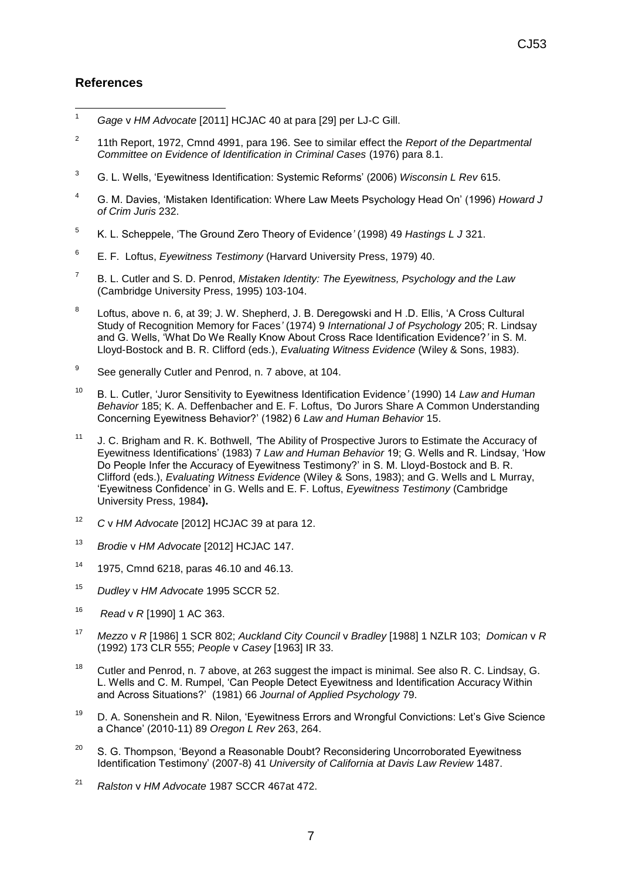## References

[1] *Gage* v *HM Advocate* [2011] HCJAC 40 at para [29] per LJ-C Gill.

[2] 11th Report, 1972, Cmnd 4991, para 196. See to similar effect the *Report of the Departmental Committee on Evidence of Identification in Criminal Cases* (1976) para 8.1.

[3] G. L. Wells, 'Eyewitness Identification: Systemic Reforms' (2006) *Wisconsin L Rev* 615.

[4] G. M. Davies, 'Mistaken Identification: Where Law Meets Psychology Head On' (1996) *Howard J of Crim Juris* 232.

[5] K. L. Scheppele, 'The Ground Zero Theory of Evidence' (1998) 49 *Hastings L J* 321.

[6] E. F. Loftus, *Eyewitness Testimony* (Harvard University Press, 1979) 40.

[7] B. L. Cutler and S. D. Penrod, *Mistaken Identity: The Eyewitness, Psychology and the Law* (Cambridge University Press, 1995) 103-104.

[8] Loftus, above n. 6, at 39; J. W. Shepherd, J. B. Deregowski and H .D. Ellis, 'A Cross Cultural Study of Recognition Memory for Faces' (1974) 9 *International J of Psychology* 205; R. Lindsay and G. Wells, 'What Do We Really Know About Cross Race Identification Evidence?' in S. M. Lloyd-Bostock and B. R. Clifford (eds.), *Evaluating Witness Evidence* (Wiley & Sons, 1983).

[9] See generally Cutler and Penrod, n. 7 above, at 104.

[10] B. L. Cutler, 'Juror Sensitivity to Eyewitness Identification Evidence' (1990) 14 *Law and Human Behavior* 185; K. A. Deffenbacher and E. F. Loftus, 'Do Jurors Share A Common Understanding Concerning Eyewitness Behavior?' (1982) 6 *Law and Human Behavior* 15.

[11] J. C. Brigham and R. K. Bothwell, 'The Ability of Prospective Jurors to Estimate the Accuracy of Eyewitness Identifications' (1983) 7 *Law and Human Behavior* 19; G. Wells and R. Lindsay, 'How Do People Infer the Accuracy of Eyewitness Testimony?' in S. M. Lloyd-Bostock and B. R. Clifford (eds.), *Evaluating Witness Evidence* (Wiley & Sons, 1983); and G. Wells and L Murray, 'Eyewitness Confidence' in G. Wells and E. F. Loftus, *Eyewitness Testimony* (Cambridge University Press, 1984**).**

[12] *C* v *HM Advocate* [2012] HCJAC 39 at para 12.

[13] *Brodie* v *HM Advocate* [2012] HCJAC 147.

[14] 1975, Cmnd 6218, paras 46.10 and 46.13.

[15] *Dudley* v *HM Advocate* 1995 SCCR 52.

[16] *Read* v *R* [1990] 1 AC 363.

[17] *Mezzo* v *R* [1986] 1 SCR 802; *Auckland City Council* v *Bradley* [1988] 1 NZLR 103; *Domican* v *R* (1992) 173 CLR 555; *People* v *Casey* [1963] IR 33.

[18] Cutler and Penrod, n. 7 above, at 263 suggest the impact is minimal. See also R. C. Lindsay, G. L. Wells and C. M. Rumpel, 'Can People Detect Eyewitness and Identification Accuracy Within and Across Situations?' (1981) 66 *Journal of Applied Psychology* 79.

[19] D. A. Sonenshein and R. Nilon, 'Eyewitness Errors and Wrongful Convictions: Let's Give Science a Chance' (2010-11) 89 *Oregon L Rev* 263, 264.

[20] S. G. Thompson, 'Beyond a Reasonable Doubt? Reconsidering Uncorroborated Eyewitness Identification Testimony' (2007-8) 41 *University of California at Davis Law Review* 1487.

[21] *Ralston* v *HM Advocate* 1987 SCCR 467at 472.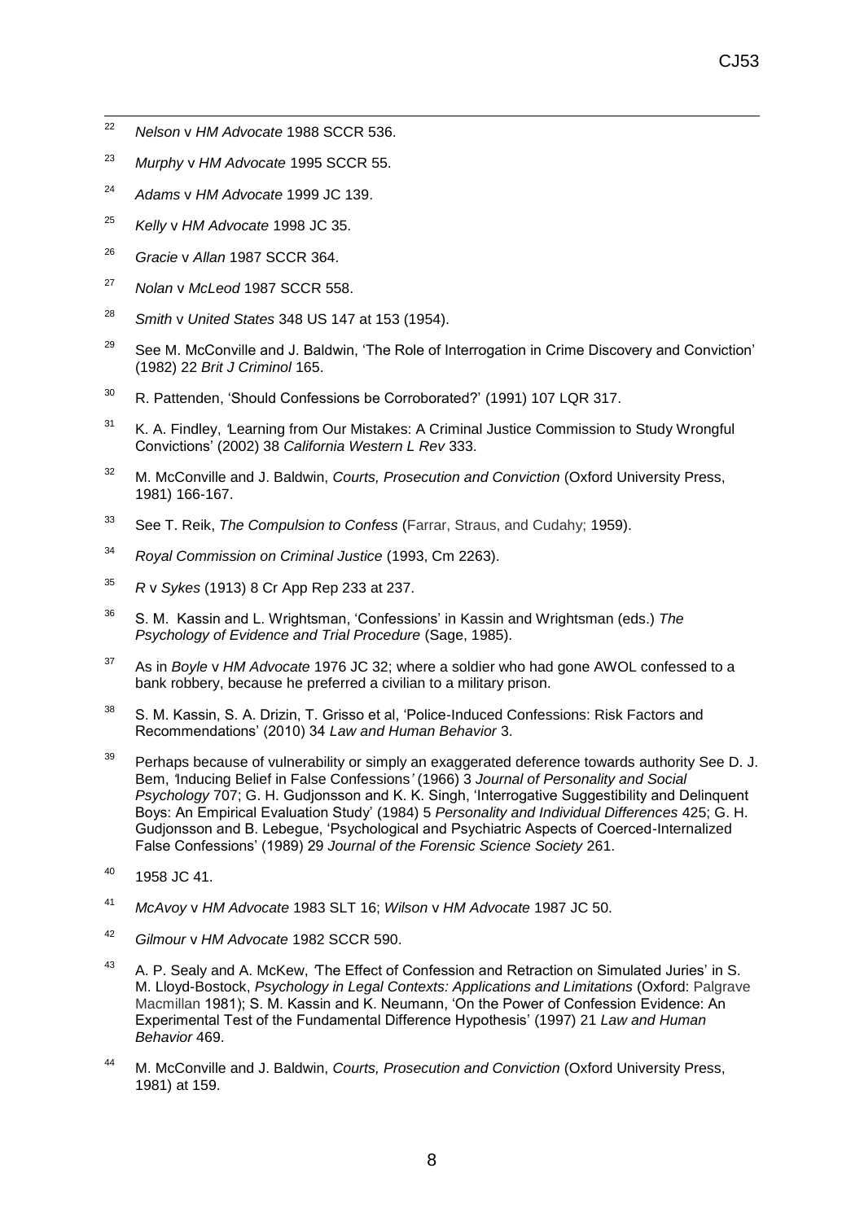[22] *Nelson* v *HM Advocate* 1988 SCCR 536.

[23] *Murphy* v *HM Advocate* 1995 SCCR 55.

[24] *Adams* v *HM Advocate* 1999 JC 139.

[25] *Kelly* v *HM Advocate* 1998 JC 35.

[26] *Gracie* v *Allan* 1987 SCCR 364.

[27] *Nolan* v *McLeod* 1987 SCCR 558.

[28] *Smith* v *United States* 348 US 147 at 153 (1954).

[29] See M. McConville and J. Baldwin, 'The Role of Interrogation in Crime Discovery and Conviction' (1982) 22 *Brit J Criminol* 165.

[30] R. Pattenden, 'Should Confessions be Corroborated?' (1991) 107 LQR 317.

[31] K. A. Findley, 'Learning from Our Mistakes: A Criminal Justice Commission to Study Wrongful Convictions' (2002) 38 *California Western L Rev* 333.

[32] M. McConville and J. Baldwin, *Courts, Prosecution and Conviction* (Oxford University Press, 1981) 166-167.

[33] See T. Reik, *The Compulsion to Confess* (Farrar, Straus, and Cudahy; 1959).

[34] *Royal Commission on Criminal Justice* (1993, Cm 2263).

[35] *R* v *Sykes* (1913) 8 Cr App Rep 233 at 237.

[36] S. M. Kassin and L. Wrightsman, 'Confessions' in Kassin and Wrightsman (eds.) *The Psychology of Evidence and Trial Procedure* (Sage, 1985).

[37] As in *Boyle* v *HM Advocate* 1976 JC 32; where a soldier who had gone AWOL confessed to a bank robbery, because he preferred a civilian to a military prison.

[38] S. M. Kassin, S. A. Drizin, T. Grisso et al, 'Police-Induced Confessions: Risk Factors and Recommendations' (2010) 34 *Law and Human Behavior* 3.

[39] Perhaps because of vulnerability or simply an exaggerated deference towards authority See D. J. Bem, 'Inducing Belief in False Confessions' (1966) 3 *Journal of Personality and Social Psychology* 707; G. H. Gudjonsson and K. K. Singh, 'Interrogative Suggestibility and Delinquent Boys: An Empirical Evaluation Study' (1984) 5 *Personality and Individual Differences* 425; G. H. Gudjonsson and B. Lebegue, 'Psychological and Psychiatric Aspects of Coerced-Internalized False Confessions' (1989) 29 *Journal of the Forensic Science Society* 261.

[40] 1958 JC 41.

[41] *McAvoy* v *HM Advocate* 1983 SLT 16; *Wilson* v *HM Advocate* 1987 JC 50.

[42] *Gilmour* v *HM Advocate* 1982 SCCR 590.

[43] A. P. Sealy and A. McKew, 'The Effect of Confession and Retraction on Simulated Juries' in S. M. Lloyd-Bostock, *Psychology in Legal Contexts: Applications and Limitations* (Oxford: Palgrave Macmillan 1981); S. M. Kassin and K. Neumann, 'On the Power of Confession Evidence: An Experimental Test of the Fundamental Difference Hypothesis' (1997) 21 *Law and Human Behavior* 469.

[44] M. McConville and J. Baldwin, *Courts, Prosecution and Conviction* (Oxford University Press, 1981) at 159.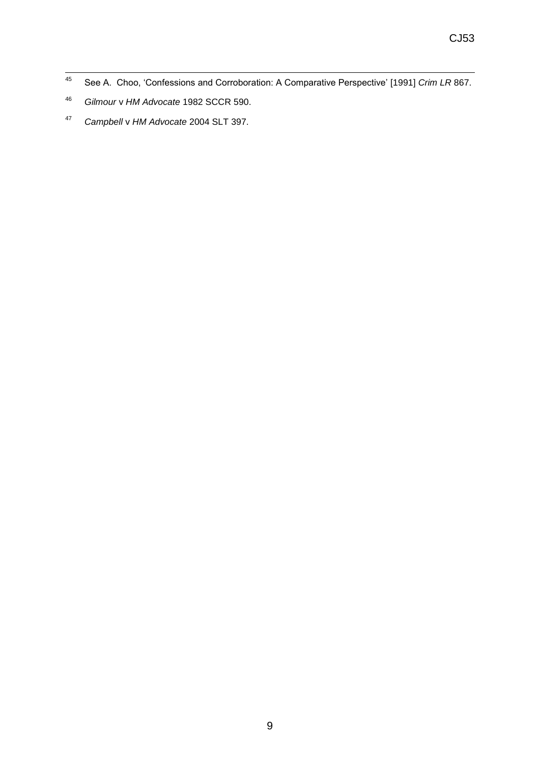[45] See A. Choo, 'Confessions and Corroboration: A Comparative Perspective' [1991] *Crim LR* 867.

[46] *Gilmour* v *HM Advocate* 1982 SCCR 590.

[47] *Campbell* v *HM Advocate* 2004 SLT 397.